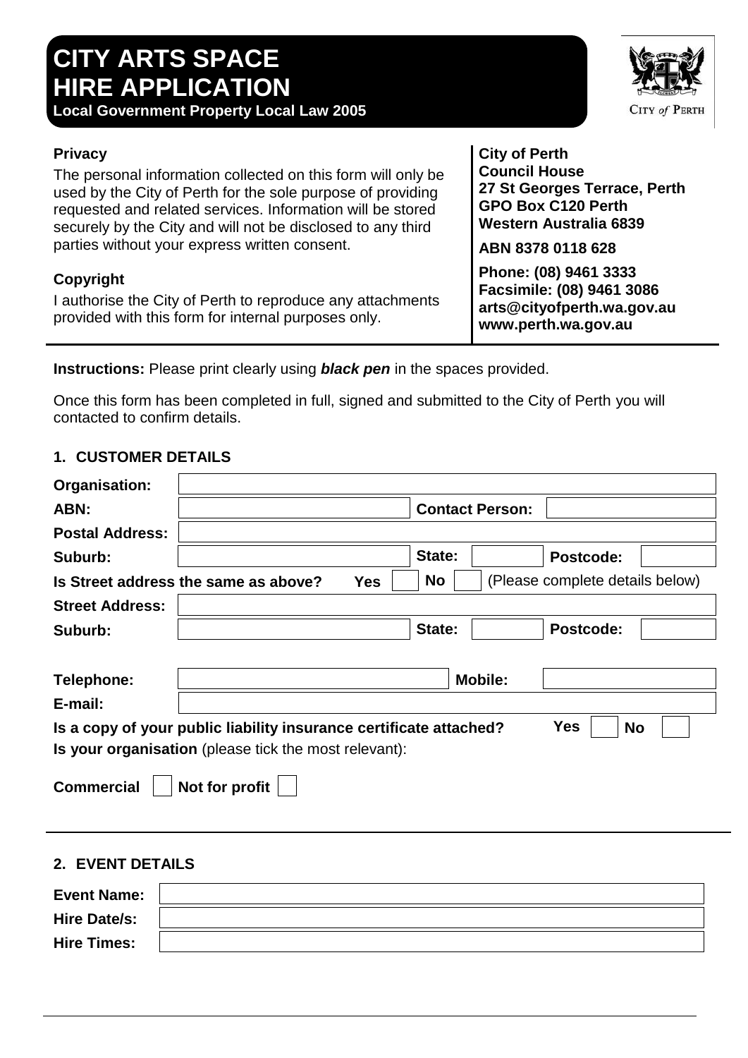# CITY ARTS SPACE HIRE APPLICATION

**Local Government Property Local Law 2005**

CITY of PERTH

### Privacy

The personal information collected on this form will only be used by the City of Perth for the sole purpose of providing requested and related services. Information will be stored securely by the City and will not be disclosed to any third parties without your express written consent.

### Copyright

I authorise the City of Perth to reproduce any attachments provided with this form for internal purposes only.

**City of Perth**
**Council House**
**27 St Georges Terrace, Perth**
**GPO Box C120 Perth**
**Western Australia 6839**

**ABN 8378 0118 628**

**Phone: (08) 9461 3333**
**Facsimile: (08) 9461 3086**
**arts@cityofperth.wa.gov.au**
**www.perth.wa.gov.au**

**Instructions:** Please print clearly using ***black pen*** in the spaces provided.

Once this form has been completed in full, signed and submitted to the City of Perth you will contacted to confirm details.

## 1. CUSTOMER DETAILS

**Organisation:** ______________________

**ABN:** ______________________ **Contact Person:** ______________________

**Postal Address:** ______________________

**Suburb:** ______________________ **State:** ________ **Postcode:** ________

**Is Street address the same as above?** **Yes** ☐ **No** ☐ (Please complete details below)

**Street Address:** ______________________

**Suburb:** ______________________ **State:** ________ **Postcode:** ________

**Telephone:** ______________________ **Mobile:** ______________________

**E-mail:** ______________________

**Is a copy of your public liability insurance certificate attached?** **Yes** ☐ **No** ☐

**Is your organisation** (please tick the most relevant):

**Commercial** ☐ **Not for profit** ☐

## 2. EVENT DETAILS

**Event Name:** ______________________

**Hire Date/s:** ______________________

**Hire Times:** ______________________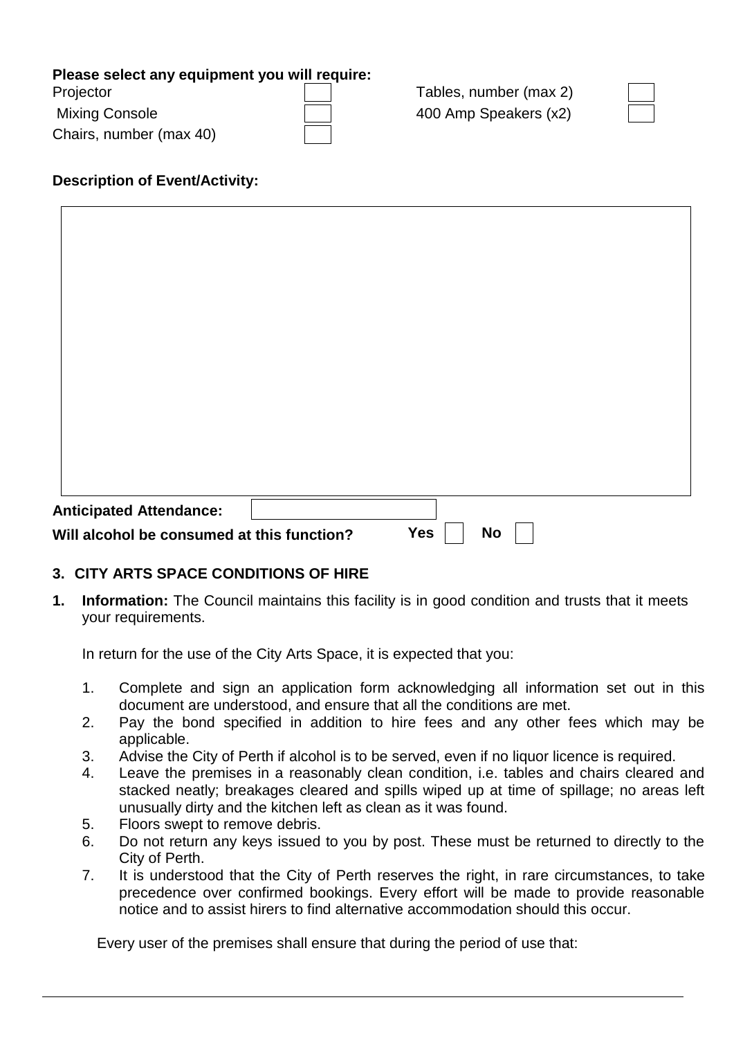**Please select any equipment you will require:**

| | | | |
|---|---|---|---|
| Projector | ☐ | Tables, number (max 2) | ☐ |
| Mixing Console | ☐ | 400 Amp Speakers (x2) | ☐ |
| Chairs, number (max 40) | ☐ | | |

**Description of Event/Activity:**

&nbsp;

**Anticipated Attendance:** ____________

**Will alcohol be consumed at this function?** **Yes** ☐ **No** ☐

## 3. CITY ARTS SPACE CONDITIONS OF HIRE

**1. Information:** The Council maintains this facility is in good condition and trusts that it meets your requirements.

In return for the use of the City Arts Space, it is expected that you:

1. Complete and sign an application form acknowledging all information set out in this document are understood, and ensure that all the conditions are met.
2. Pay the bond specified in addition to hire fees and any other fees which may be applicable.
3. Advise the City of Perth if alcohol is to be served, even if no liquor licence is required.
4. Leave the premises in a reasonably clean condition, i.e. tables and chairs cleared and stacked neatly; breakages cleared and spills wiped up at time of spillage; no areas left unusually dirty and the kitchen left as clean as it was found.
5. Floors swept to remove debris.
6. Do not return any keys issued to you by post. These must be returned to directly to the City of Perth.
7. It is understood that the City of Perth reserves the right, in rare circumstances, to take precedence over confirmed bookings. Every effort will be made to provide reasonable notice and to assist hirers to find alternative accommodation should this occur.

Every user of the premises shall ensure that during the period of use that: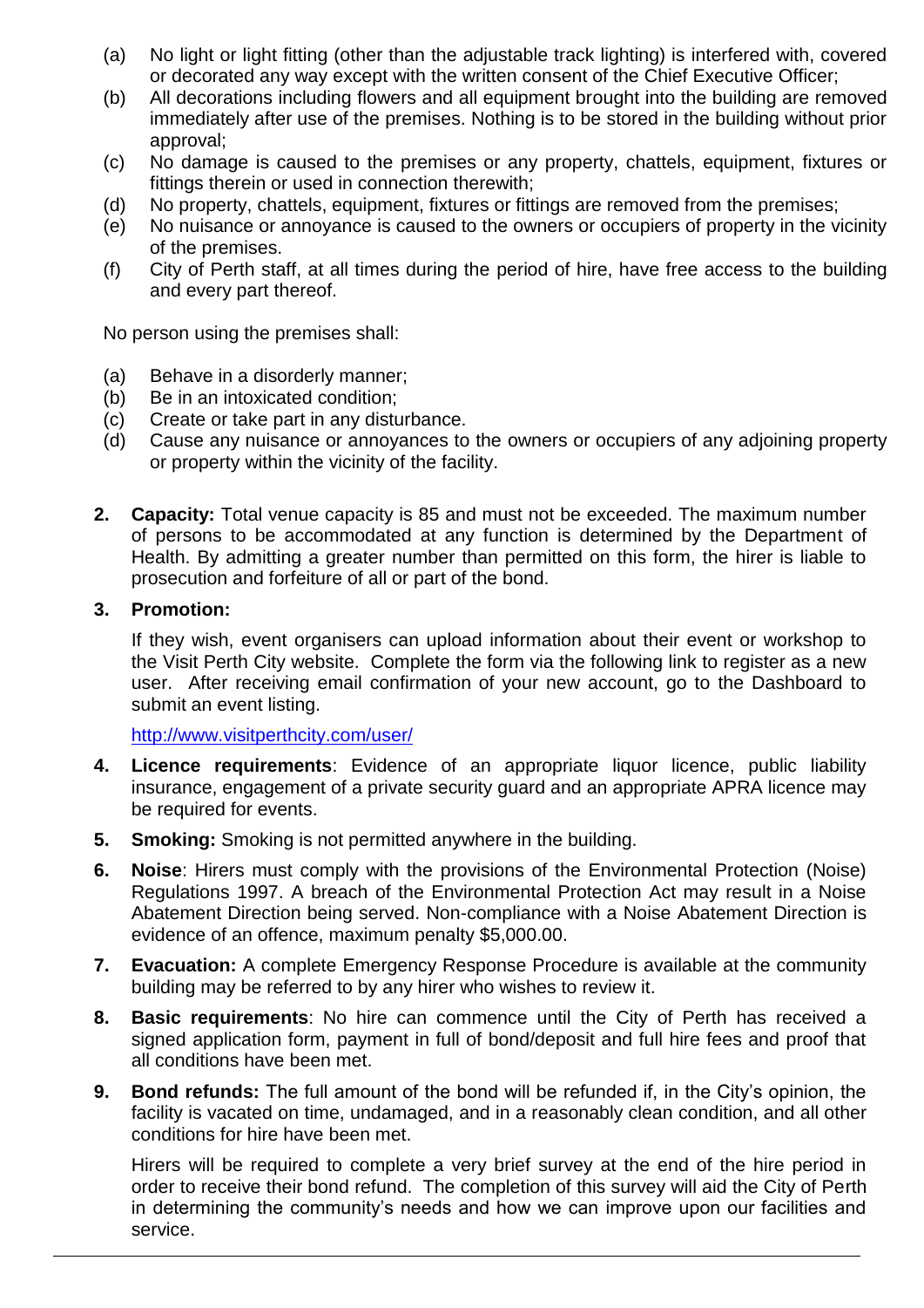(a) No light or light fitting (other than the adjustable track lighting) is interfered with, covered or decorated any way except with the written consent of the Chief Executive Officer;
(b) All decorations including flowers and all equipment brought into the building are removed immediately after use of the premises. Nothing is to be stored in the building without prior approval;
(c) No damage is caused to the premises or any property, chattels, equipment, fixtures or fittings therein or used in connection therewith;
(d) No property, chattels, equipment, fixtures or fittings are removed from the premises;
(e) No nuisance or annoyance is caused to the owners or occupiers of property in the vicinity of the premises.
(f) City of Perth staff, at all times during the period of hire, have free access to the building and every part thereof.

No person using the premises shall:

(a) Behave in a disorderly manner;
(b) Be in an intoxicated condition;
(c) Create or take part in any disturbance.
(d) Cause any nuisance or annoyances to the owners or occupiers of any adjoining property or property within the vicinity of the facility.

2. **Capacity:** Total venue capacity is 85 and must not be exceeded. The maximum number of persons to be accommodated at any function is determined by the Department of Health. By admitting a greater number than permitted on this form, the hirer is liable to prosecution and forfeiture of all or part of the bond.

3. **Promotion:**

   If they wish, event organisers can upload information about their event or workshop to the Visit Perth City website. Complete the form via the following link to register as a new user. After receiving email confirmation of your new account, go to the Dashboard to submit an event listing.

   http://www.visitperthcity.com/user/

4. **Licence requirements**: Evidence of an appropriate liquor licence, public liability insurance, engagement of a private security guard and an appropriate APRA licence may be required for events.

5. **Smoking:** Smoking is not permitted anywhere in the building.

6. **Noise**: Hirers must comply with the provisions of the Environmental Protection (Noise) Regulations 1997. A breach of the Environmental Protection Act may result in a Noise Abatement Direction being served. Non-compliance with a Noise Abatement Direction is evidence of an offence, maximum penalty $5,000.00.

7. **Evacuation:** A complete Emergency Response Procedure is available at the community building may be referred to by any hirer who wishes to review it.

8. **Basic requirements**: No hire can commence until the City of Perth has received a signed application form, payment in full of bond/deposit and full hire fees and proof that all conditions have been met.

9. **Bond refunds:** The full amount of the bond will be refunded if, in the City's opinion, the facility is vacated on time, undamaged, and in a reasonably clean condition, and all other conditions for hire have been met.

   Hirers will be required to complete a very brief survey at the end of the hire period in order to receive their bond refund. The completion of this survey will aid the City of Perth in determining the community's needs and how we can improve upon our facilities and service.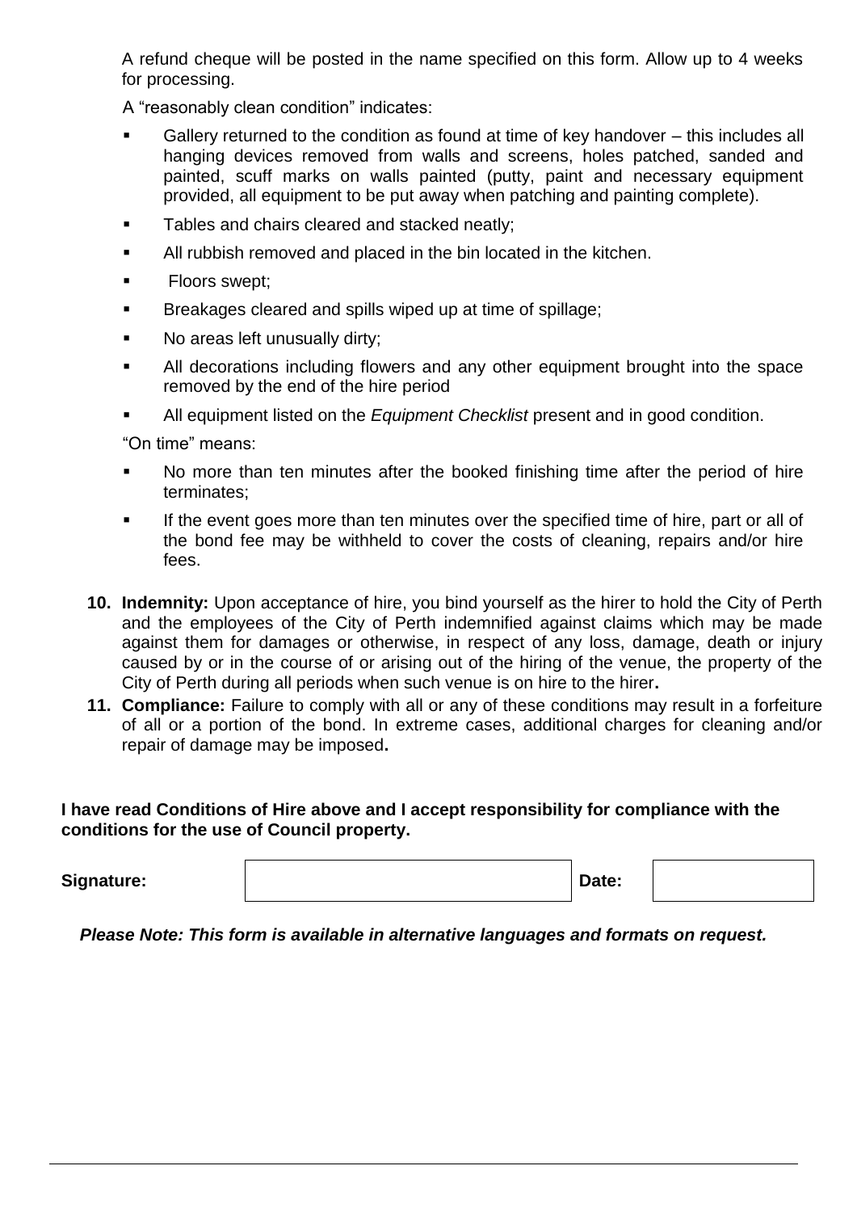A refund cheque will be posted in the name specified on this form. Allow up to 4 weeks for processing.

A “reasonably clean condition” indicates:

- Gallery returned to the condition as found at time of key handover – this includes all hanging devices removed from walls and screens, holes patched, sanded and painted, scuff marks on walls painted (putty, paint and necessary equipment provided, all equipment to be put away when patching and painting complete).
- Tables and chairs cleared and stacked neatly;
- All rubbish removed and placed in the bin located in the kitchen.
- Floors swept;
- Breakages cleared and spills wiped up at time of spillage;
- No areas left unusually dirty;
- All decorations including flowers and any other equipment brought into the space removed by the end of the hire period
- All equipment listed on the *Equipment Checklist* present and in good condition.

“On time” means:

- No more than ten minutes after the booked finishing time after the period of hire terminates;
- If the event goes more than ten minutes over the specified time of hire, part or all of the bond fee may be withheld to cover the costs of cleaning, repairs and/or hire fees.

10. **Indemnity:** Upon acceptance of hire, you bind yourself as the hirer to hold the City of Perth and the employees of the City of Perth indemnified against claims which may be made against them for damages or otherwise, in respect of any loss, damage, death or injury caused by or in the course of or arising out of the hiring of the venue, the property of the City of Perth during all periods when such venue is on hire to the hirer**.**
11. **Compliance:** Failure to comply with all or any of these conditions may result in a forfeiture of all or a portion of the bond. In extreme cases, additional charges for cleaning and/or repair of damage may be imposed**.**

**I have read Conditions of Hire above and I accept responsibility for compliance with the conditions for the use of Council property.**

| **Signature:** | | **Date:** | |
|---|---|---|---|

***Please Note: This form is available in alternative languages and formats on request.***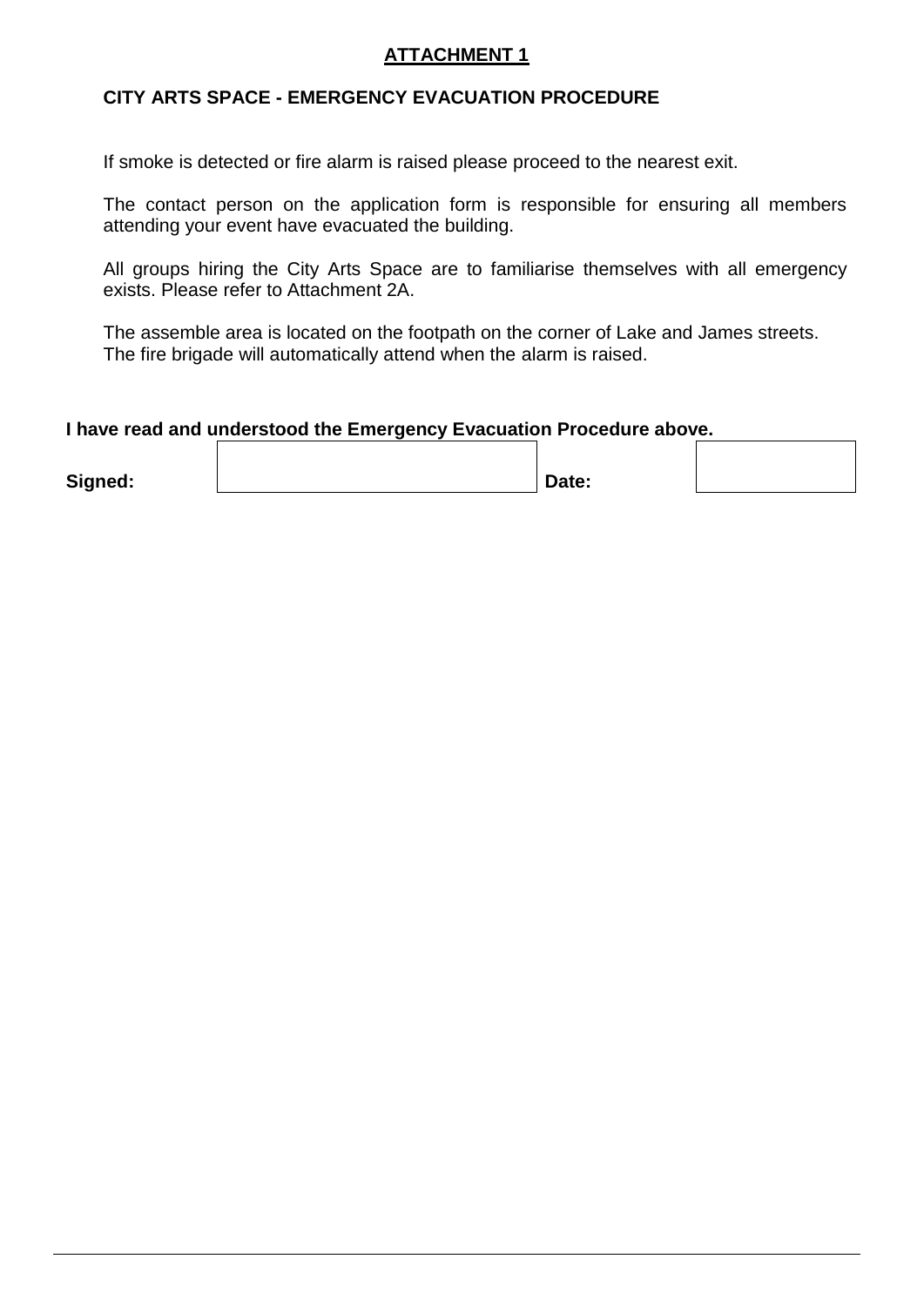**ATTACHMENT 1**

**CITY ARTS SPACE - EMERGENCY EVACUATION PROCEDURE**

If smoke is detected or fire alarm is raised please proceed to the nearest exit.

The contact person on the application form is responsible for ensuring all members attending your event have evacuated the building.

All groups hiring the City Arts Space are to familiarise themselves with all emergency exists. Please refer to Attachment 2A.

The assemble area is located on the footpath on the corner of Lake and James streets.
The fire brigade will automatically attend when the alarm is raised.

**I have read and understood the Emergency Evacuation Procedure above.**

| **Signed:** | | **Date:** | |
|---|---|---|---|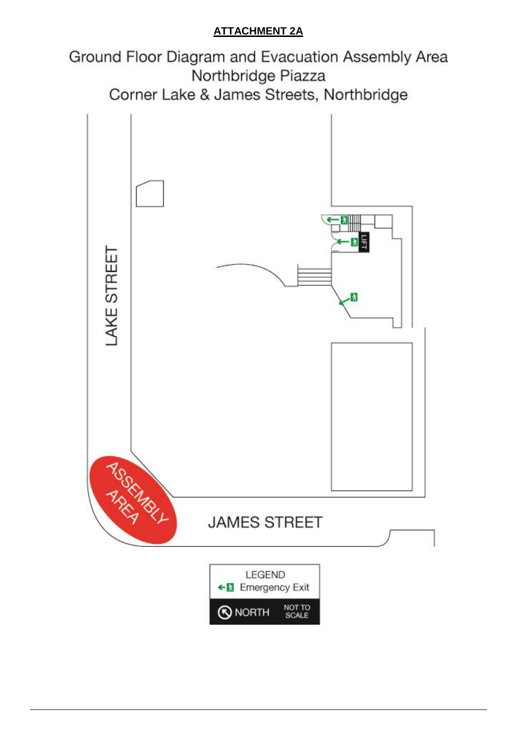**ATTACHMENT 2A**

# Ground Floor Diagram and Evacuation Assembly Area
## Northbridge Piazza
## Corner Lake & James Streets, Northbridge

LAKE STREET

LIFT

ASSEMBLY AREA

JAMES STREET

LEGEND

Emergency Exit

NORTH

NOT TO SCALE